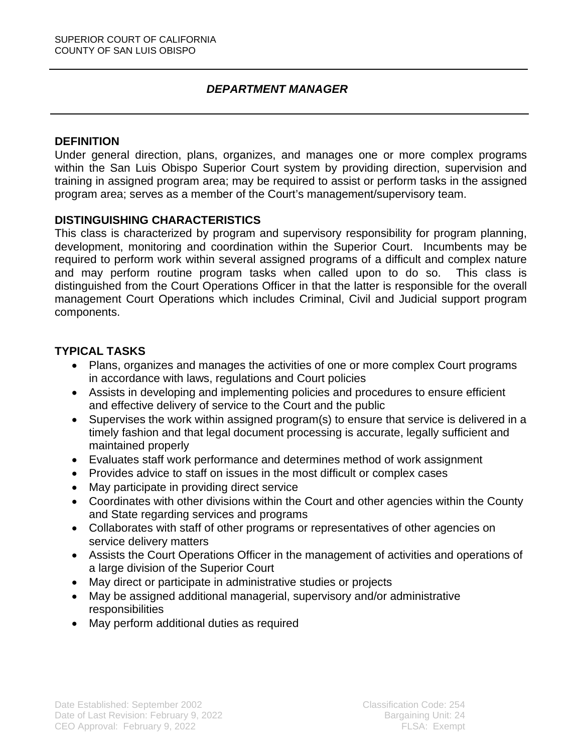SUPERIOR COURT OF CALIFORNIA
COUNTY OF SAN LUIS OBISPO

# *DEPARTMENT MANAGER*

## DEFINITION

Under general direction, plans, organizes, and manages one or more complex programs within the San Luis Obispo Superior Court system by providing direction, supervision and training in assigned program area; may be required to assist or perform tasks in the assigned program area; serves as a member of the Court's management/supervisory team.

## DISTINGUISHING CHARACTERISTICS

This class is characterized by program and supervisory responsibility for program planning, development, monitoring and coordination within the Superior Court. Incumbents may be required to perform work within several assigned programs of a difficult and complex nature and may perform routine program tasks when called upon to do so. This class is distinguished from the Court Operations Officer in that the latter is responsible for the overall management Court Operations which includes Criminal, Civil and Judicial support program components.

## TYPICAL TASKS

- Plans, organizes and manages the activities of one or more complex Court programs in accordance with laws, regulations and Court policies
- Assists in developing and implementing policies and procedures to ensure efficient and effective delivery of service to the Court and the public
- Supervises the work within assigned program(s) to ensure that service is delivered in a timely fashion and that legal document processing is accurate, legally sufficient and maintained properly
- Evaluates staff work performance and determines method of work assignment
- Provides advice to staff on issues in the most difficult or complex cases
- May participate in providing direct service
- Coordinates with other divisions within the Court and other agencies within the County and State regarding services and programs
- Collaborates with staff of other programs or representatives of other agencies on service delivery matters
- Assists the Court Operations Officer in the management of activities and operations of a large division of the Superior Court
- May direct or participate in administrative studies or projects
- May be assigned additional managerial, supervisory and/or administrative responsibilities
- May perform additional duties as required

Date Established: September 2002
Date of Last Revision: February 9, 2022
CEO Approval: February 9, 2022

Classification Code: 254
Bargaining Unit: 24
FLSA: Exempt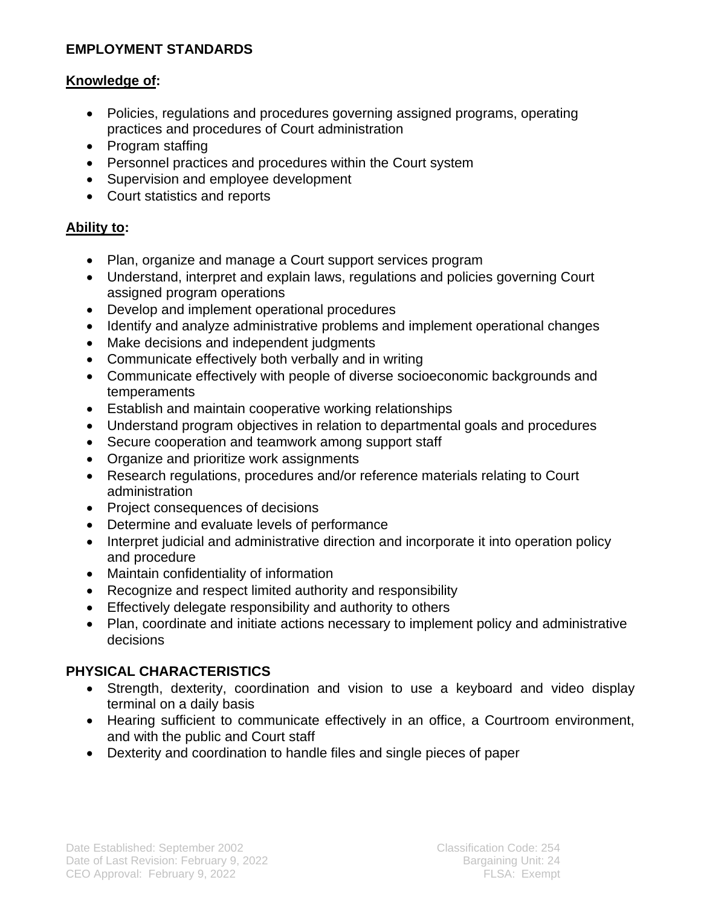## EMPLOYMENT STANDARDS

**Knowledge of:**

- Policies, regulations and procedures governing assigned programs, operating practices and procedures of Court administration
- Program staffing
- Personnel practices and procedures within the Court system
- Supervision and employee development
- Court statistics and reports

**Ability to:**

- Plan, organize and manage a Court support services program
- Understand, interpret and explain laws, regulations and policies governing Court assigned program operations
- Develop and implement operational procedures
- Identify and analyze administrative problems and implement operational changes
- Make decisions and independent judgments
- Communicate effectively both verbally and in writing
- Communicate effectively with people of diverse socioeconomic backgrounds and temperaments
- Establish and maintain cooperative working relationships
- Understand program objectives in relation to departmental goals and procedures
- Secure cooperation and teamwork among support staff
- Organize and prioritize work assignments
- Research regulations, procedures and/or reference materials relating to Court administration
- Project consequences of decisions
- Determine and evaluate levels of performance
- Interpret judicial and administrative direction and incorporate it into operation policy and procedure
- Maintain confidentiality of information
- Recognize and respect limited authority and responsibility
- Effectively delegate responsibility and authority to others
- Plan, coordinate and initiate actions necessary to implement policy and administrative decisions

## PHYSICAL CHARACTERISTICS

- Strength, dexterity, coordination and vision to use a keyboard and video display terminal on a daily basis
- Hearing sufficient to communicate effectively in an office, a Courtroom environment, and with the public and Court staff
- Dexterity and coordination to handle files and single pieces of paper

Date Established: September 2002
Date of Last Revision: February 9, 2022
CEO Approval: February 9, 2022

Classification Code: 254
Bargaining Unit: 24
FLSA: Exempt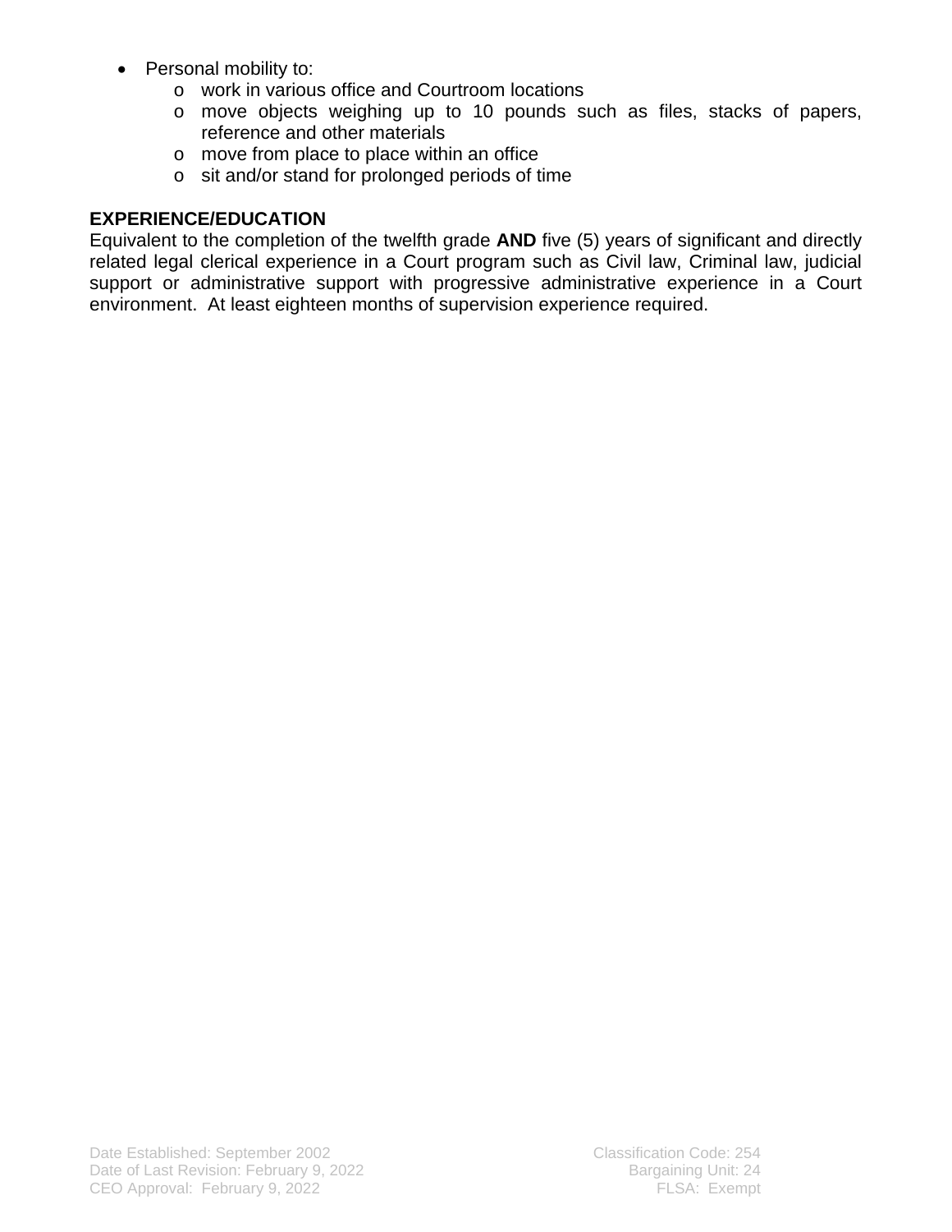- Personal mobility to:
  - work in various office and Courtroom locations
  - move objects weighing up to 10 pounds such as files, stacks of papers, reference and other materials
  - move from place to place within an office
  - sit and/or stand for prolonged periods of time

**EXPERIENCE/EDUCATION**

Equivalent to the completion of the twelfth grade **AND** five (5) years of significant and directly related legal clerical experience in a Court program such as Civil law, Criminal law, judicial support or administrative support with progressive administrative experience in a Court environment. At least eighteen months of supervision experience required.